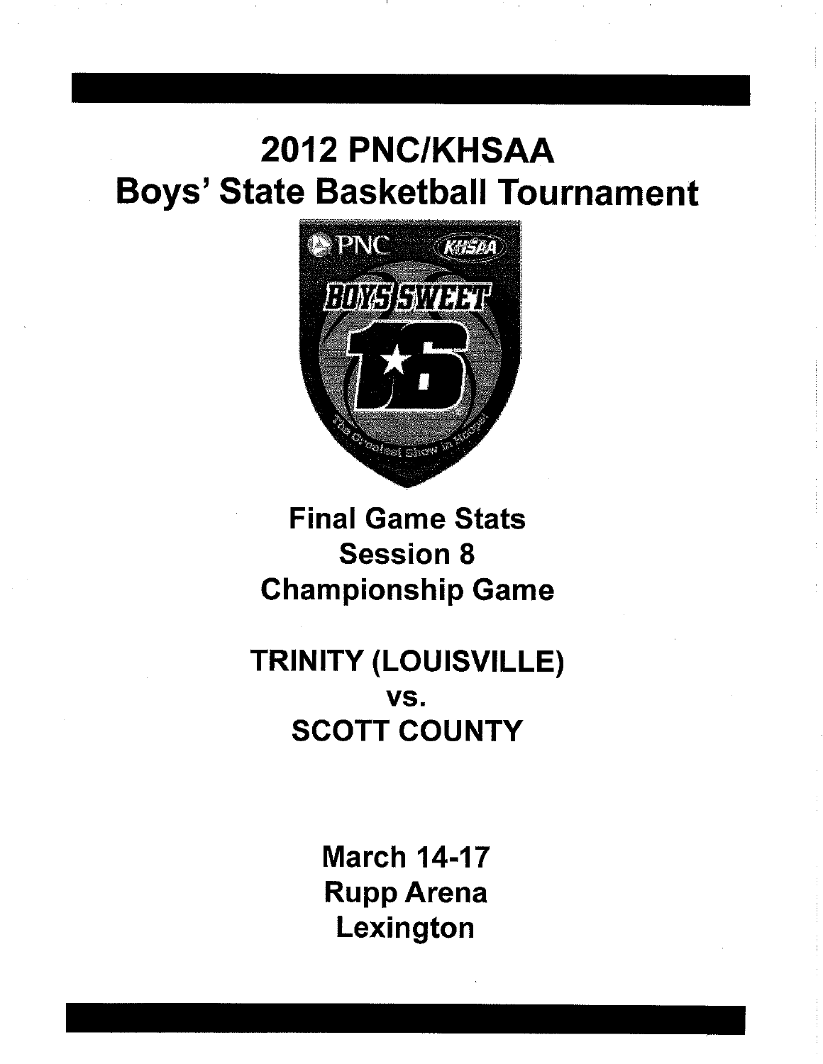# 2012 PNC/KHSAA
# Boys' State Basketball Tournament

## Final Game Stats
## Session 8
## Championship Game

## TRINITY (LOUISVILLE)
## vs.
## SCOTT COUNTY

**March 14-17**
**Rupp Arena**
**Lexington**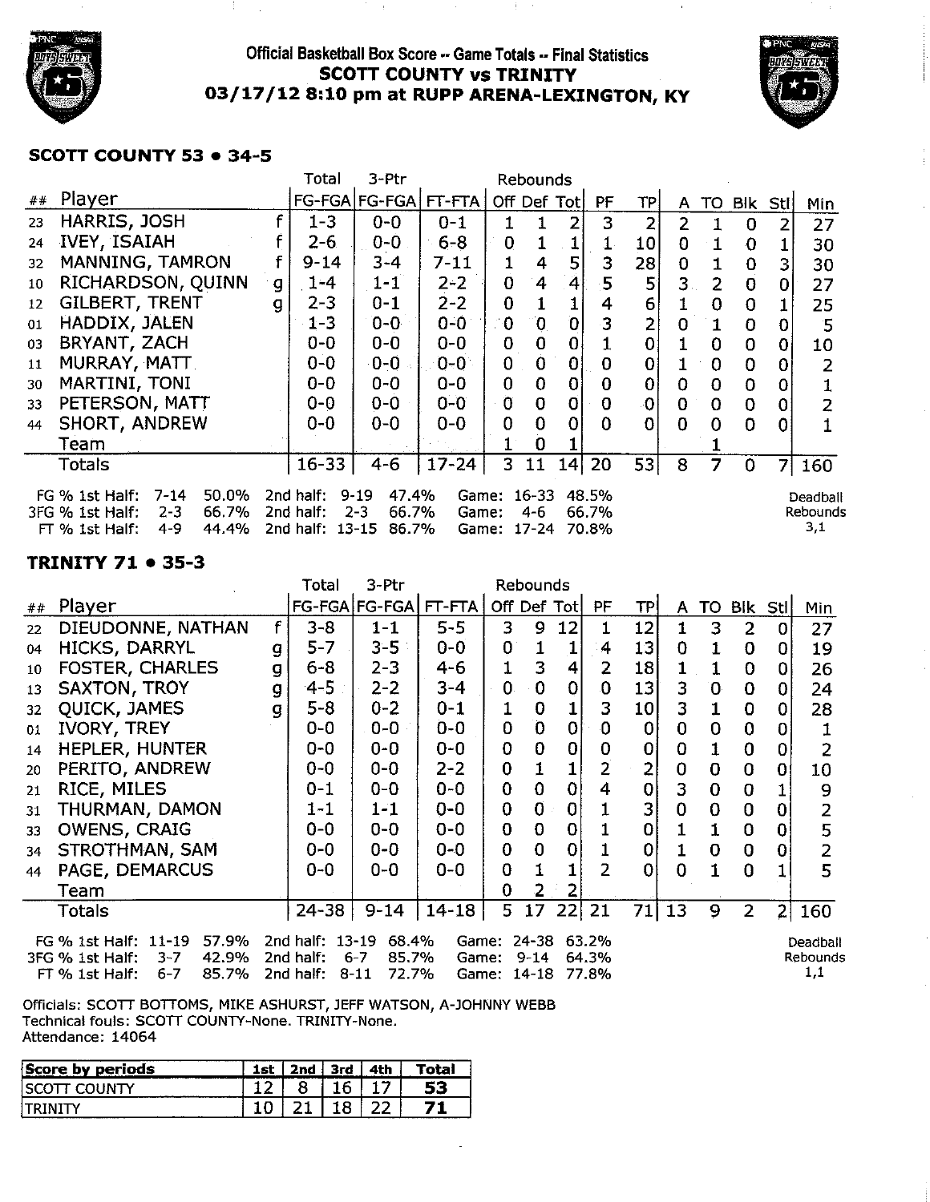# Official Basketball Box Score -- Game Totals -- Final Statistics
## SCOTT COUNTY vs TRINITY
## 03/17/12 8:10 pm at RUPP ARENA-LEXINGTON, KY

### SCOTT COUNTY 53 • 34-5

| ## | Player | | Total FG-FGA | 3-Ptr FG-FGA | FT-FTA | Rebounds Off | Def | Tot | PF | TP | A | TO | Blk | Stl | Min |
|---|---|---|---|---|---|---|---|---|---|---|---|---|---|---|---|
| 23 | HARRIS, JOSH | f | 1-3 | 0-0 | 0-1 | 1 | 1 | 2 | 3 | 2 | 2 | 1 | 0 | 2 | 27 |
| 24 | IVEY, ISAIAH | f | 2-6 | 0-0 | 6-8 | 0 | 1 | 1 | 1 | 10 | 0 | 1 | 0 | 1 | 30 |
| 32 | MANNING, TAMRON | f | 9-14 | 3-4 | 7-11 | 1 | 4 | 5 | 3 | 28 | 0 | 1 | 0 | 3 | 30 |
| 10 | RICHARDSON, QUINN | g | 1-4 | 1-1 | 2-2 | 0 | 4 | 4 | 5 | 5 | 3 | 2 | 0 | 0 | 27 |
| 12 | GILBERT, TRENT | g | 2-3 | 0-1 | 2-2 | 0 | 1 | 1 | 4 | 6 | 1 | 0 | 0 | 1 | 25 |
| 01 | HADDIX, JALEN | | 1-3 | 0-0 | 0-0 | 0 | 0 | 0 | 3 | 2 | 0 | 1 | 0 | 0 | 5 |
| 03 | BRYANT, ZACH | | 0-0 | 0-0 | 0-0 | 0 | 0 | 0 | 1 | 0 | 1 | 0 | 0 | 0 | 10 |
| 11 | MURRAY, MATT | | 0-0 | 0-0 | 0-0 | 0 | 0 | 0 | 0 | 0 | 1 | 0 | 0 | 0 | 2 |
| 30 | MARTINI, TONI | | 0-0 | 0-0 | 0-0 | 0 | 0 | 0 | 0 | 0 | 0 | 0 | 0 | 0 | 1 |
| 33 | PETERSON, MATT | | 0-0 | 0-0 | 0-0 | 0 | 0 | 0 | 0 | 0 | 0 | 0 | 0 | 0 | 2 |
| 44 | SHORT, ANDREW | | 0-0 | 0-0 | 0-0 | 0 | 0 | 0 | 0 | 0 | 0 | 0 | 0 | 0 | 1 |
| | Team | | | | | 1 | 0 | 1 | | | | 1 | | | |
| | Totals | | 16-33 | 4-6 | 17-24 | 3 | 11 | 14 | 20 | 53 | 8 | 7 | 0 | 7 | 160 |

FG % 1st Half: 7-14 50.0% 2nd half: 9-19 47.4% Game: 16-33 48.5%
3FG % 1st Half: 2-3 66.7% 2nd half: 2-3 66.7% Game: 4-6 66.7%
FT % 1st Half: 4-9 44.4% 2nd half: 13-15 86.7% Game: 17-24 70.8%

Deadball Rebounds 3,1

### TRINITY 71 • 35-3

| ## | Player | | Total FG-FGA | 3-Ptr FG-FGA | FT-FTA | Rebounds Off | Def | Tot | PF | TP | A | TO | Blk | Stl | Min |
|---|---|---|---|---|---|---|---|---|---|---|---|---|---|---|---|
| 22 | DIEUDONNE, NATHAN | f | 3-8 | 1-1 | 5-5 | 3 | 9 | 12 | 1 | 12 | 1 | 3 | 2 | 0 | 27 |
| 04 | HICKS, DARRYL | g | 5-7 | 3-5 | 0-0 | 0 | 1 | 1 | 4 | 13 | 0 | 1 | 0 | 0 | 19 |
| 10 | FOSTER, CHARLES | g | 6-8 | 2-3 | 4-6 | 1 | 3 | 4 | 2 | 18 | 1 | 1 | 0 | 0 | 26 |
| 13 | SAXTON, TROY | g | 4-5 | 2-2 | 3-4 | 0 | 0 | 0 | 0 | 13 | 3 | 0 | 0 | 0 | 24 |
| 32 | QUICK, JAMES | g | 5-8 | 0-2 | 0-1 | 1 | 0 | 1 | 3 | 10 | 3 | 1 | 0 | 0 | 28 |
| 01 | IVORY, TREY | | 0-0 | 0-0 | 0-0 | 0 | 0 | 0 | 0 | 0 | 0 | 0 | 0 | 0 | 1 |
| 14 | HEPLER, HUNTER | | 0-0 | 0-0 | 0-0 | 0 | 0 | 0 | 0 | 0 | 0 | 1 | 0 | 0 | 2 |
| 20 | PERITO, ANDREW | | 0-0 | 0-0 | 2-2 | 0 | 1 | 1 | 2 | 2 | 0 | 0 | 0 | 0 | 10 |
| 21 | RICE, MILES | | 0-1 | 0-0 | 0-0 | 0 | 0 | 0 | 4 | 0 | 3 | 0 | 0 | 1 | 9 |
| 31 | THURMAN, DAMON | | 1-1 | 1-1 | 0-0 | 0 | 0 | 0 | 1 | 3 | 0 | 0 | 0 | 0 | 2 |
| 33 | OWENS, CRAIG | | 0-0 | 0-0 | 0-0 | 0 | 0 | 0 | 1 | 0 | 1 | 1 | 0 | 0 | 5 |
| 34 | STROTHMAN, SAM | | 0-0 | 0-0 | 0-0 | 0 | 0 | 0 | 1 | 0 | 1 | 0 | 0 | 0 | 2 |
| 44 | PAGE, DEMARCUS | | 0-0 | 0-0 | 0-0 | 0 | 1 | 1 | 2 | 0 | 0 | 1 | 0 | 1 | 5 |
| | Team | | | | | 0 | 2 | 2 | | | | | | | |
| | Totals | | 24-38 | 9-14 | 14-18 | 5 | 17 | 22 | 21 | 71 | 13 | 9 | 2 | 2 | 160 |

FG % 1st Half: 11-19 57.9% 2nd half: 13-19 68.4% Game: 24-38 63.2%
3FG % 1st Half: 3-7 42.9% 2nd half: 6-7 85.7% Game: 9-14 64.3%
FT % 1st Half: 6-7 85.7% 2nd half: 8-11 72.7% Game: 14-18 77.8%

Deadball Rebounds 1,1

Officials: SCOTT BOTTOMS, MIKE ASHURST, JEFF WATSON, A-JOHNNY WEBB
Technical fouls: SCOTT COUNTY-None. TRINITY-None.
Attendance: 14064

| Score by periods | 1st | 2nd | 3rd | 4th | Total |
|---|---|---|---|---|---|
| SCOTT COUNTY | 12 | 8 | 16 | 17 | **53** |
| TRINITY | 10 | 21 | 18 | 22 | **71** |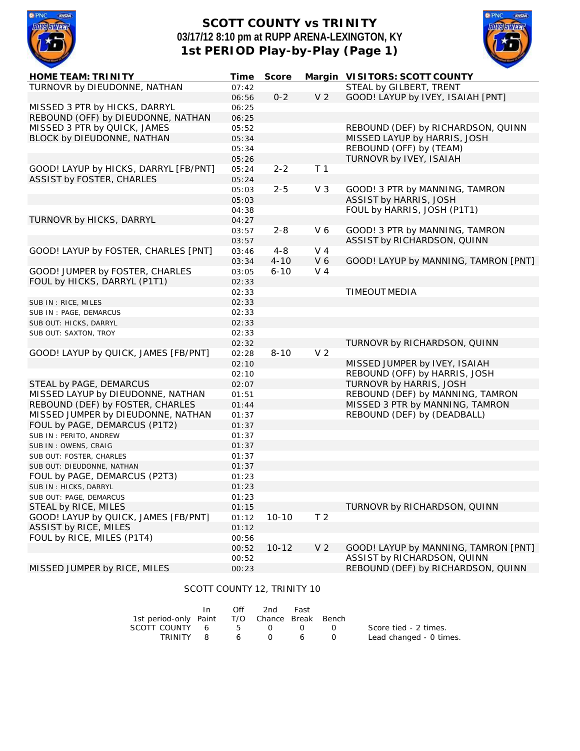# SCOTT COUNTY vs TRINITY

## 03/17/12 8:10 pm at RUPP ARENA-LEXINGTON, KY

## 1st PERIOD Play-by-Play (Page 1)

| HOME TEAM: TRINITY | Time | Score | Margin | VISITORS: SCOTT COUNTY |
|---|---|---|---|---|
| TURNOVR by DIEUDONNE, NATHAN | 07:42 | | | STEAL by GILBERT, TRENT |
| | 06:56 | 0-2 | V 2 | GOOD! LAYUP by IVEY, ISAIAH [PNT] |
| MISSED 3 PTR by HICKS, DARRYL | 06:25 | | | |
| REBOUND (OFF) by DIEUDONNE, NATHAN | 06:25 | | | |
| MISSED 3 PTR by QUICK, JAMES | 05:52 | | | REBOUND (DEF) by RICHARDSON, QUINN |
| BLOCK by DIEUDONNE, NATHAN | 05:34 | | | MISSED LAYUP by HARRIS, JOSH |
| | 05:34 | | | REBOUND (OFF) by (TEAM) |
| | 05:26 | | | TURNOVR by IVEY, ISAIAH |
| GOOD! LAYUP by HICKS, DARRYL [FB/PNT] | 05:24 | 2-2 | T 1 | |
| ASSIST by FOSTER, CHARLES | 05:24 | | | |
| | 05:03 | 2-5 | V 3 | GOOD! 3 PTR by MANNING, TAMRON |
| | 05:03 | | | ASSIST by HARRIS, JOSH |
| | 04:38 | | | FOUL by HARRIS, JOSH (P1T1) |
| TURNOVR by HICKS, DARRYL | 04:27 | | | |
| | 03:57 | 2-8 | V 6 | GOOD! 3 PTR by MANNING, TAMRON |
| | 03:57 | | | ASSIST by RICHARDSON, QUINN |
| GOOD! LAYUP by FOSTER, CHARLES [PNT] | 03:46 | 4-8 | V 4 | |
| | 03:34 | 4-10 | V 6 | GOOD! LAYUP by MANNING, TAMRON [PNT] |
| GOOD! JUMPER by FOSTER, CHARLES | 03:05 | 6-10 | V 4 | |
| FOUL by HICKS, DARRYL (P1T1) | 02:33 | | | |
| | 02:33 | | | TIMEOUT MEDIA |
| SUB IN : RICE, MILES | 02:33 | | | |
| SUB IN : PAGE, DEMARCUS | 02:33 | | | |
| SUB OUT: HICKS, DARRYL | 02:33 | | | |
| SUB OUT: SAXTON, TROY | 02:33 | | | |
| | 02:32 | | | TURNOVR by RICHARDSON, QUINN |
| GOOD! LAYUP by QUICK, JAMES [FB/PNT] | 02:28 | 8-10 | V 2 | |
| | 02:10 | | | MISSED JUMPER by IVEY, ISAIAH |
| | 02:10 | | | REBOUND (OFF) by HARRIS, JOSH |
| STEAL by PAGE, DEMARCUS | 02:07 | | | TURNOVR by HARRIS, JOSH |
| MISSED LAYUP by DIEUDONNE, NATHAN | 01:51 | | | REBOUND (DEF) by MANNING, TAMRON |
| REBOUND (DEF) by FOSTER, CHARLES | 01:44 | | | MISSED 3 PTR by MANNING, TAMRON |
| MISSED JUMPER by DIEUDONNE, NATHAN | 01:37 | | | REBOUND (DEF) by (DEADBALL) |
| FOUL by PAGE, DEMARCUS (P1T2) | 01:37 | | | |
| SUB IN : PERITO, ANDREW | 01:37 | | | |
| SUB IN : OWENS, CRAIG | 01:37 | | | |
| SUB OUT: FOSTER, CHARLES | 01:37 | | | |
| SUB OUT: DIEUDONNE, NATHAN | 01:37 | | | |
| FOUL by PAGE, DEMARCUS (P2T3) | 01:23 | | | |
| SUB IN : HICKS, DARRYL | 01:23 | | | |
| SUB OUT: PAGE, DEMARCUS | 01:23 | | | |
| STEAL by RICE, MILES | 01:15 | | | TURNOVR by RICHARDSON, QUINN |
| GOOD! LAYUP by QUICK, JAMES [FB/PNT] | 01:12 | 10-10 | T 2 | |
| ASSIST by RICE, MILES | 01:12 | | | |
| FOUL by RICE, MILES (P1T4) | 00:56 | | | |
| | 00:52 | 10-12 | V 2 | GOOD! LAYUP by MANNING, TAMRON [PNT] |
| | 00:52 | | | ASSIST by RICHARDSON, QUINN |
| MISSED JUMPER by RICE, MILES | 00:23 | | | REBOUND (DEF) by RICHARDSON, QUINN |

SCOTT COUNTY 12, TRINITY 10

| 1st period-only | In Paint | Off T/O | 2nd Chance | Fast Break | Bench |
|---|---|---|---|---|---|
| SCOTT COUNTY | 6 | 5 | 0 | 0 | 0 |
| TRINITY | 8 | 6 | 0 | 6 | 0 |

Score tied - 2 times.
Lead changed - 0 times.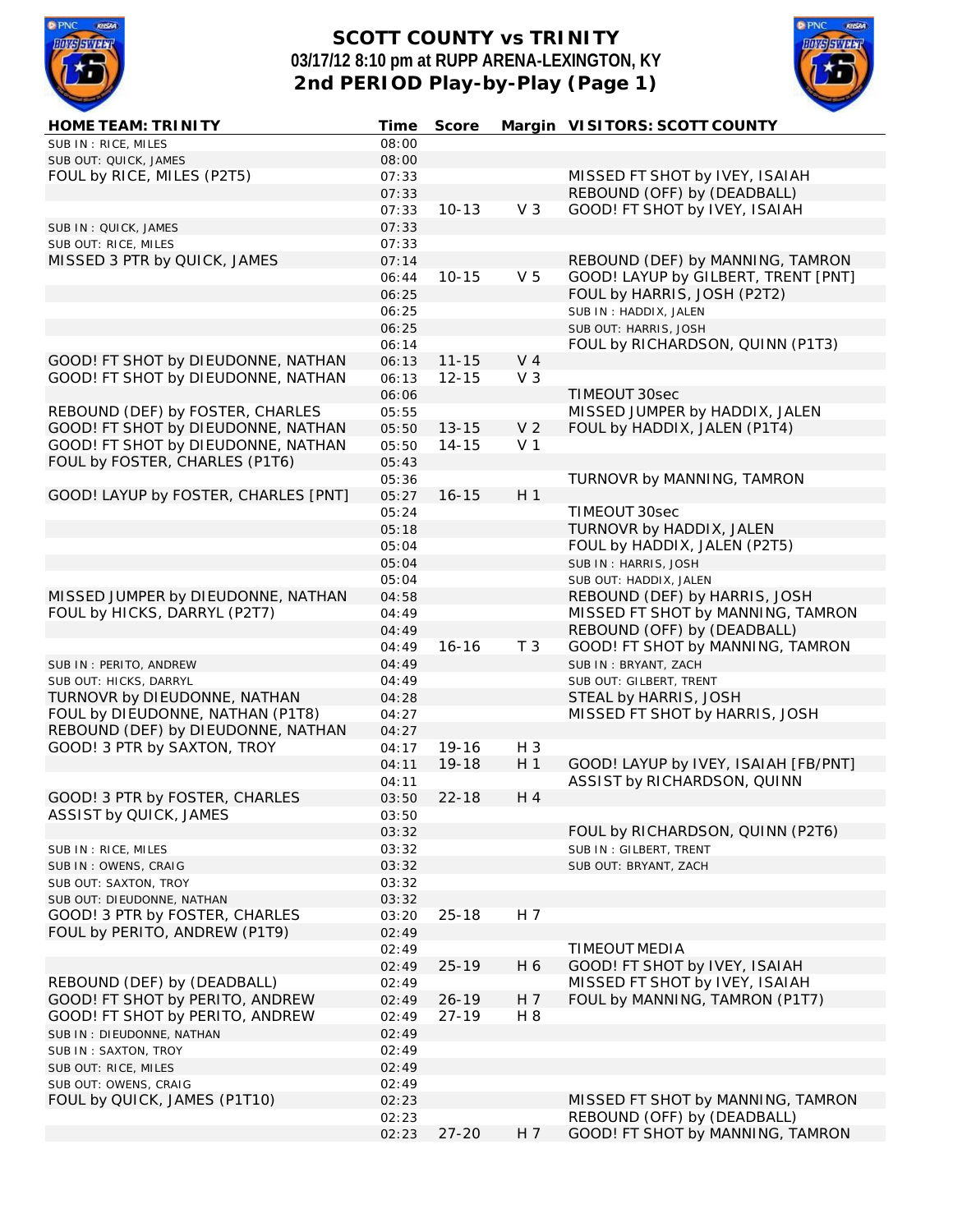# SCOTT COUNTY vs TRINITY

**03/17/12 8:10 pm at RUPP ARENA-LEXINGTON, KY**

## 2nd PERIOD Play-by-Play (Page 1)

| HOME TEAM: TRINITY | Time | Score | Margin | VISITORS: SCOTT COUNTY |
|---|---|---|---|---|
| SUB IN : RICE, MILES | 08:00 | | | |
| SUB OUT: QUICK, JAMES | 08:00 | | | |
| FOUL by RICE, MILES (P2T5) | 07:33 | | | MISSED FT SHOT by IVEY, ISAIAH |
| | 07:33 | | | REBOUND (OFF) by (DEADBALL) |
| | 07:33 | 10-13 | V 3 | GOOD! FT SHOT by IVEY, ISAIAH |
| SUB IN : QUICK, JAMES | 07:33 | | | |
| SUB OUT: RICE, MILES | 07:33 | | | |
| MISSED 3 PTR by QUICK, JAMES | 07:14 | | | REBOUND (DEF) by MANNING, TAMRON |
| | 06:44 | 10-15 | V 5 | GOOD! LAYUP by GILBERT, TRENT [PNT] |
| | 06:25 | | | FOUL by HARRIS, JOSH (P2T2) |
| | 06:25 | | | SUB IN : HADDIX, JALEN |
| | 06:25 | | | SUB OUT: HARRIS, JOSH |
| | 06:14 | | | FOUL by RICHARDSON, QUINN (P1T3) |
| GOOD! FT SHOT by DIEUDONNE, NATHAN | 06:13 | 11-15 | V 4 | |
| GOOD! FT SHOT by DIEUDONNE, NATHAN | 06:13 | 12-15 | V 3 | |
| | 06:06 | | | TIMEOUT 30sec |
| REBOUND (DEF) by FOSTER, CHARLES | 05:55 | | | MISSED JUMPER by HADDIX, JALEN |
| GOOD! FT SHOT by DIEUDONNE, NATHAN | 05:50 | 13-15 | V 2 | FOUL by HADDIX, JALEN (P1T4) |
| GOOD! FT SHOT by DIEUDONNE, NATHAN | 05:50 | 14-15 | V 1 | |
| FOUL by FOSTER, CHARLES (P1T6) | 05:43 | | | |
| | 05:36 | | | TURNOVR by MANNING, TAMRON |
| GOOD! LAYUP by FOSTER, CHARLES [PNT] | 05:27 | 16-15 | H 1 | |
| | 05:24 | | | TIMEOUT 30sec |
| | 05:18 | | | TURNOVR by HADDIX, JALEN |
| | 05:04 | | | FOUL by HADDIX, JALEN (P2T5) |
| | 05:04 | | | SUB IN : HARRIS, JOSH |
| | 05:04 | | | SUB OUT: HADDIX, JALEN |
| MISSED JUMPER by DIEUDONNE, NATHAN | 04:58 | | | REBOUND (DEF) by HARRIS, JOSH |
| FOUL by HICKS, DARRYL (P2T7) | 04:49 | | | MISSED FT SHOT by MANNING, TAMRON |
| | 04:49 | | | REBOUND (OFF) by (DEADBALL) |
| | 04:49 | 16-16 | T 3 | GOOD! FT SHOT by MANNING, TAMRON |
| SUB IN : PERITO, ANDREW | 04:49 | | | SUB IN : BRYANT, ZACH |
| SUB OUT: HICKS, DARRYL | 04:49 | | | SUB OUT: GILBERT, TRENT |
| TURNOVR by DIEUDONNE, NATHAN | 04:28 | | | STEAL by HARRIS, JOSH |
| FOUL by DIEUDONNE, NATHAN (P1T8) | 04:27 | | | MISSED FT SHOT by HARRIS, JOSH |
| REBOUND (DEF) by DIEUDONNE, NATHAN | 04:27 | | | |
| GOOD! 3 PTR by SAXTON, TROY | 04:17 | 19-16 | H 3 | |
| | 04:11 | 19-18 | H 1 | GOOD! LAYUP by IVEY, ISAIAH [FB/PNT] |
| | 04:11 | | | ASSIST by RICHARDSON, QUINN |
| GOOD! 3 PTR by FOSTER, CHARLES | 03:50 | 22-18 | H 4 | |
| ASSIST by QUICK, JAMES | 03:50 | | | |
| | 03:32 | | | FOUL by RICHARDSON, QUINN (P2T6) |
| SUB IN : RICE, MILES | 03:32 | | | SUB IN : GILBERT, TRENT |
| SUB IN : OWENS, CRAIG | 03:32 | | | SUB OUT: BRYANT, ZACH |
| SUB OUT: SAXTON, TROY | 03:32 | | | |
| SUB OUT: DIEUDONNE, NATHAN | 03:32 | | | |
| GOOD! 3 PTR by FOSTER, CHARLES | 03:20 | 25-18 | H 7 | |
| FOUL by PERITO, ANDREW (P1T9) | 02:49 | | | |
| | 02:49 | | | TIMEOUT MEDIA |
| | 02:49 | 25-19 | H 6 | GOOD! FT SHOT by IVEY, ISAIAH |
| REBOUND (DEF) by (DEADBALL) | 02:49 | | | MISSED FT SHOT by IVEY, ISAIAH |
| GOOD! FT SHOT by PERITO, ANDREW | 02:49 | 26-19 | H 7 | FOUL by MANNING, TAMRON (P1T7) |
| GOOD! FT SHOT by PERITO, ANDREW | 02:49 | 27-19 | H 8 | |
| SUB IN : DIEUDONNE, NATHAN | 02:49 | | | |
| SUB IN : SAXTON, TROY | 02:49 | | | |
| SUB OUT: RICE, MILES | 02:49 | | | |
| SUB OUT: OWENS, CRAIG | 02:49 | | | |
| FOUL by QUICK, JAMES (P1T10) | 02:23 | | | MISSED FT SHOT by MANNING, TAMRON |
| | 02:23 | | | REBOUND (OFF) by (DEADBALL) |
| | 02:23 | 27-20 | H 7 | GOOD! FT SHOT by MANNING, TAMRON |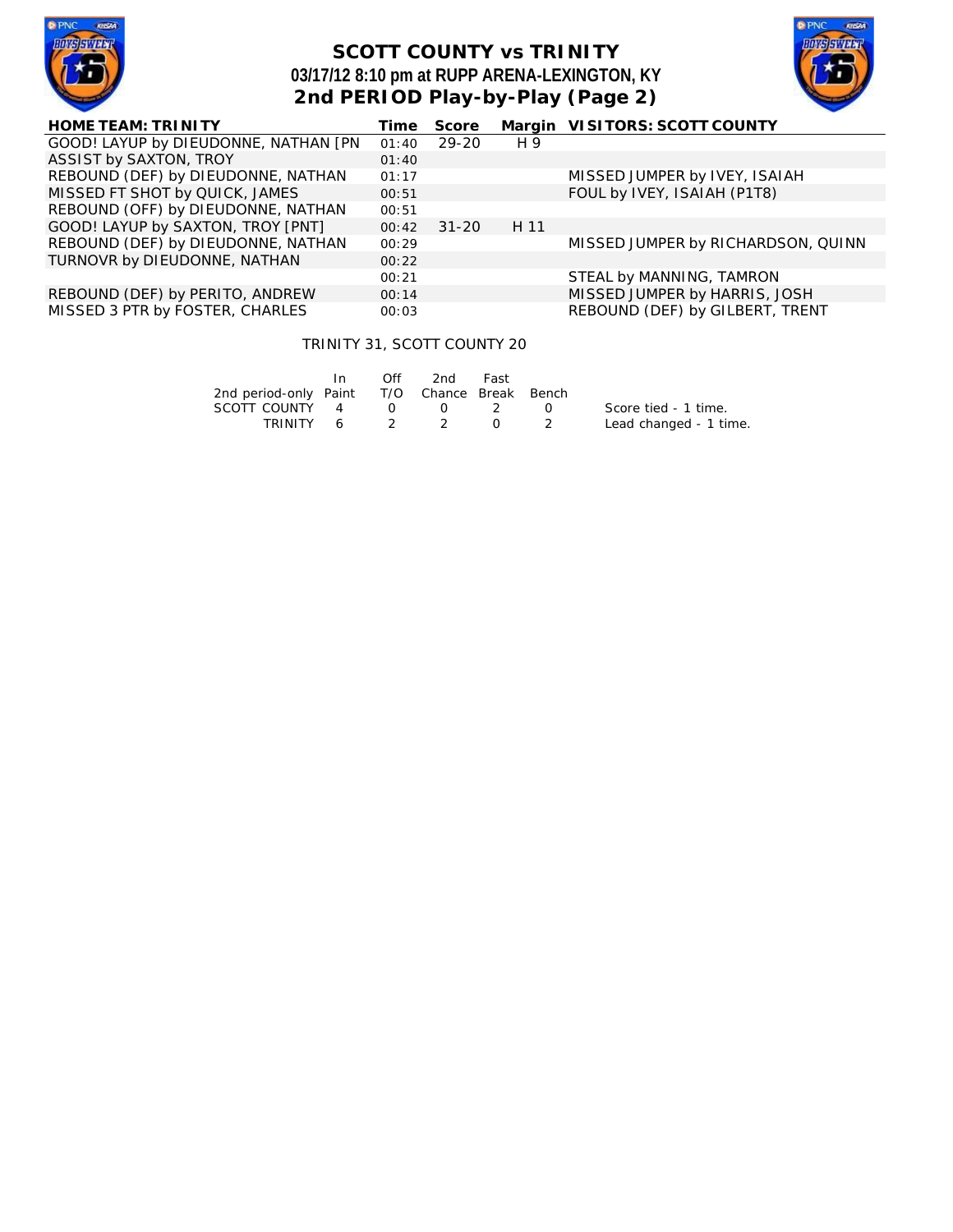# SCOTT COUNTY vs TRINITY

## 03/17/12 8:10 pm at RUPP ARENA-LEXINGTON, KY

## 2nd PERIOD Play-by-Play (Page 2)

| HOME TEAM: TRINITY | Time | Score | Margin | VISITORS: SCOTT COUNTY |
|---|---|---|---|---|
| GOOD! LAYUP by DIEUDONNE, NATHAN [PN | 01:40 | 29-20 | H 9 | |
| ASSIST by SAXTON, TROY | 01:40 | | | |
| REBOUND (DEF) by DIEUDONNE, NATHAN | 01:17 | | | MISSED JUMPER by IVEY, ISAIAH |
| MISSED FT SHOT by QUICK, JAMES | 00:51 | | | FOUL by IVEY, ISAIAH (P1T8) |
| REBOUND (OFF) by DIEUDONNE, NATHAN | 00:51 | | | |
| GOOD! LAYUP by SAXTON, TROY [PNT] | 00:42 | 31-20 | H 11 | |
| REBOUND (DEF) by DIEUDONNE, NATHAN | 00:29 | | | MISSED JUMPER by RICHARDSON, QUINN |
| TURNOVR by DIEUDONNE, NATHAN | 00:22 | | | |
| | 00:21 | | | STEAL by MANNING, TAMRON |
| REBOUND (DEF) by PERITO, ANDREW | 00:14 | | | MISSED JUMPER by HARRIS, JOSH |
| MISSED 3 PTR by FOSTER, CHARLES | 00:03 | | | REBOUND (DEF) by GILBERT, TRENT |

TRINITY 31, SCOTT COUNTY 20

| 2nd period-only | In Paint | Off T/O | 2nd Chance | Fast Break | Bench |
|---|---|---|---|---|---|
| SCOTT COUNTY | 4 | 0 | 0 | 2 | 0 |
| TRINITY | 6 | 2 | 2 | 0 | 2 |

Score tied - 1 time.
Lead changed - 1 time.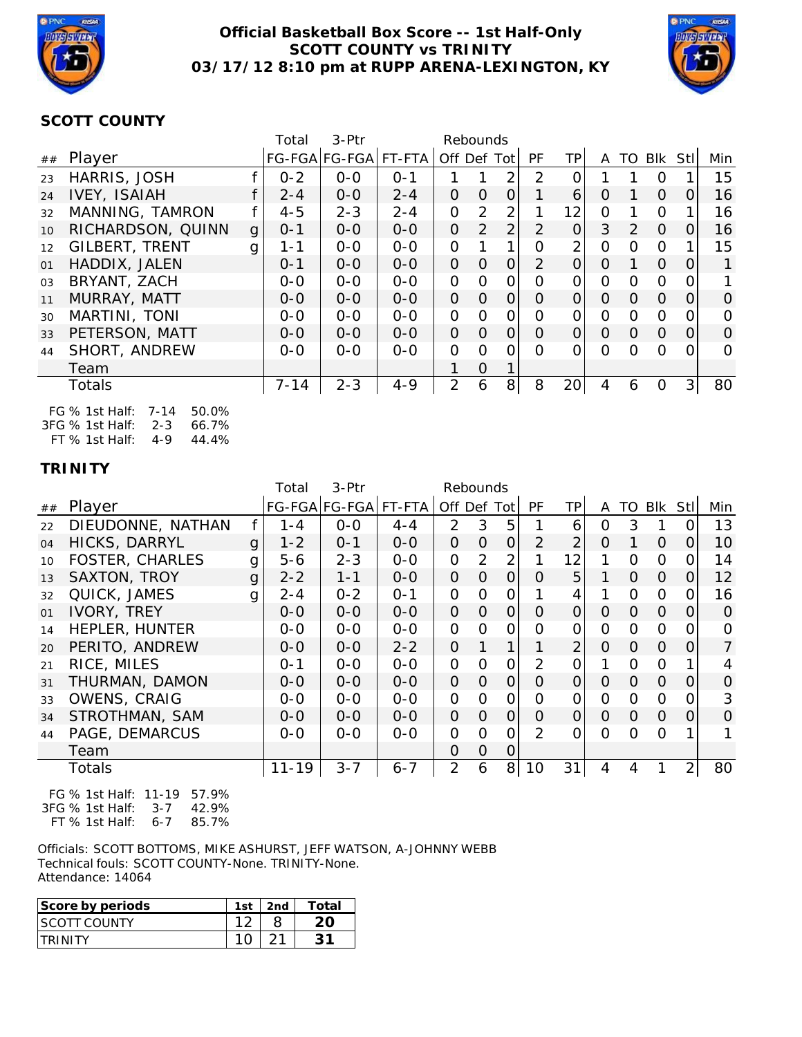# Official Basketball Box Score -- 1st Half-Only
## SCOTT COUNTY vs TRINITY
### 03/17/12 8:10 pm at RUPP ARENA-LEXINGTON, KY

## SCOTT COUNTY

| ## | Player | | Total FG-FGA | 3-Ptr FG-FGA | FT-FTA | Rebounds Off | Def | Tot | PF | TP | A | TO | Blk | Stl | Min |
|---|---|---|---|---|---|---|---|---|---|---|---|---|---|---|---|
| 23 | HARRIS, JOSH | f | 0-2 | 0-0 | 0-1 | 1 | 1 | 2 | 2 | 0 | 1 | 1 | 0 | 1 | 15 |
| 24 | IVEY, ISAIAH | f | 2-4 | 0-0 | 2-4 | 0 | 0 | 0 | 1 | 6 | 0 | 1 | 0 | 0 | 16 |
| 32 | MANNING, TAMRON | f | 4-5 | 2-3 | 2-4 | 0 | 2 | 2 | 1 | 12 | 0 | 1 | 0 | 1 | 16 |
| 10 | RICHARDSON, QUINN | g | 0-1 | 0-0 | 0-0 | 0 | 2 | 2 | 2 | 0 | 3 | 2 | 0 | 0 | 16 |
| 12 | GILBERT, TRENT | g | 1-1 | 0-0 | 0-0 | 0 | 1 | 1 | 0 | 2 | 0 | 0 | 0 | 1 | 15 |
| 01 | HADDIX, JALEN | | 0-1 | 0-0 | 0-0 | 0 | 0 | 0 | 2 | 0 | 0 | 1 | 0 | 0 | 1 |
| 03 | BRYANT, ZACH | | 0-0 | 0-0 | 0-0 | 0 | 0 | 0 | 0 | 0 | 0 | 0 | 0 | 0 | 1 |
| 11 | MURRAY, MATT | | 0-0 | 0-0 | 0-0 | 0 | 0 | 0 | 0 | 0 | 0 | 0 | 0 | 0 | 0 |
| 30 | MARTINI, TONI | | 0-0 | 0-0 | 0-0 | 0 | 0 | 0 | 0 | 0 | 0 | 0 | 0 | 0 | 0 |
| 33 | PETERSON, MATT | | 0-0 | 0-0 | 0-0 | 0 | 0 | 0 | 0 | 0 | 0 | 0 | 0 | 0 | 0 |
| 44 | SHORT, ANDREW | | 0-0 | 0-0 | 0-0 | 0 | 0 | 0 | 0 | 0 | 0 | 0 | 0 | 0 | 0 |
| | Team | | | | | 1 | 0 | 1 | | | | | | | |
| | Totals | | 7-14 | 2-3 | 4-9 | 2 | 6 | 8 | 8 | 20 | 4 | 6 | 0 | 3 | 80 |

FG % 1st Half: 7-14 50.0%
3FG % 1st Half: 2-3 66.7%
FT % 1st Half: 4-9 44.4%

## TRINITY

| ## | Player | | Total FG-FGA | 3-Ptr FG-FGA | FT-FTA | Rebounds Off | Def | Tot | PF | TP | A | TO | Blk | Stl | Min |
|---|---|---|---|---|---|---|---|---|---|---|---|---|---|---|---|
| 22 | DIEUDONNE, NATHAN | f | 1-4 | 0-0 | 4-4 | 2 | 3 | 5 | 1 | 6 | 0 | 3 | 1 | 0 | 13 |
| 04 | HICKS, DARRYL | g | 1-2 | 0-1 | 0-0 | 0 | 0 | 0 | 2 | 2 | 0 | 1 | 0 | 0 | 10 |
| 10 | FOSTER, CHARLES | g | 5-6 | 2-3 | 0-0 | 0 | 2 | 2 | 1 | 12 | 1 | 0 | 0 | 0 | 14 |
| 13 | SAXTON, TROY | g | 2-2 | 1-1 | 0-0 | 0 | 0 | 0 | 0 | 5 | 1 | 0 | 0 | 0 | 12 |
| 32 | QUICK, JAMES | g | 2-4 | 0-2 | 0-1 | 0 | 0 | 0 | 1 | 4 | 1 | 0 | 0 | 0 | 16 |
| 01 | IVORY, TREY | | 0-0 | 0-0 | 0-0 | 0 | 0 | 0 | 0 | 0 | 0 | 0 | 0 | 0 | 0 |
| 14 | HEPLER, HUNTER | | 0-0 | 0-0 | 0-0 | 0 | 0 | 0 | 0 | 0 | 0 | 0 | 0 | 0 | 0 |
| 20 | PERITO, ANDREW | | 0-0 | 0-0 | 2-2 | 0 | 1 | 1 | 1 | 2 | 0 | 0 | 0 | 0 | 7 |
| 21 | RICE, MILES | | 0-1 | 0-0 | 0-0 | 0 | 0 | 0 | 2 | 0 | 1 | 0 | 0 | 1 | 4 |
| 31 | THURMAN, DAMON | | 0-0 | 0-0 | 0-0 | 0 | 0 | 0 | 0 | 0 | 0 | 0 | 0 | 0 | 0 |
| 33 | OWENS, CRAIG | | 0-0 | 0-0 | 0-0 | 0 | 0 | 0 | 0 | 0 | 0 | 0 | 0 | 0 | 3 |
| 34 | STROTHMAN, SAM | | 0-0 | 0-0 | 0-0 | 0 | 0 | 0 | 0 | 0 | 0 | 0 | 0 | 0 | 0 |
| 44 | PAGE, DEMARCUS | | 0-0 | 0-0 | 0-0 | 0 | 0 | 0 | 2 | 0 | 0 | 0 | 0 | 1 | 1 |
| | Team | | | | | 0 | 0 | 0 | | | | | | | |
| | Totals | | 11-19 | 3-7 | 6-7 | 2 | 6 | 8 | 10 | 31 | 4 | 4 | 1 | 2 | 80 |

FG % 1st Half: 11-19 57.9%
3FG % 1st Half: 3-7 42.9%
FT % 1st Half: 6-7 85.7%

Officials: SCOTT BOTTOMS, MIKE ASHURST, JEFF WATSON, A-JOHNNY WEBB
Technical fouls: SCOTT COUNTY-None. TRINITY-None.
Attendance: 14064

| Score by periods | 1st | 2nd | Total |
|---|---|---|---|
| SCOTT COUNTY | 12 | 8 | 20 |
| TRINITY | 10 | 21 | 31 |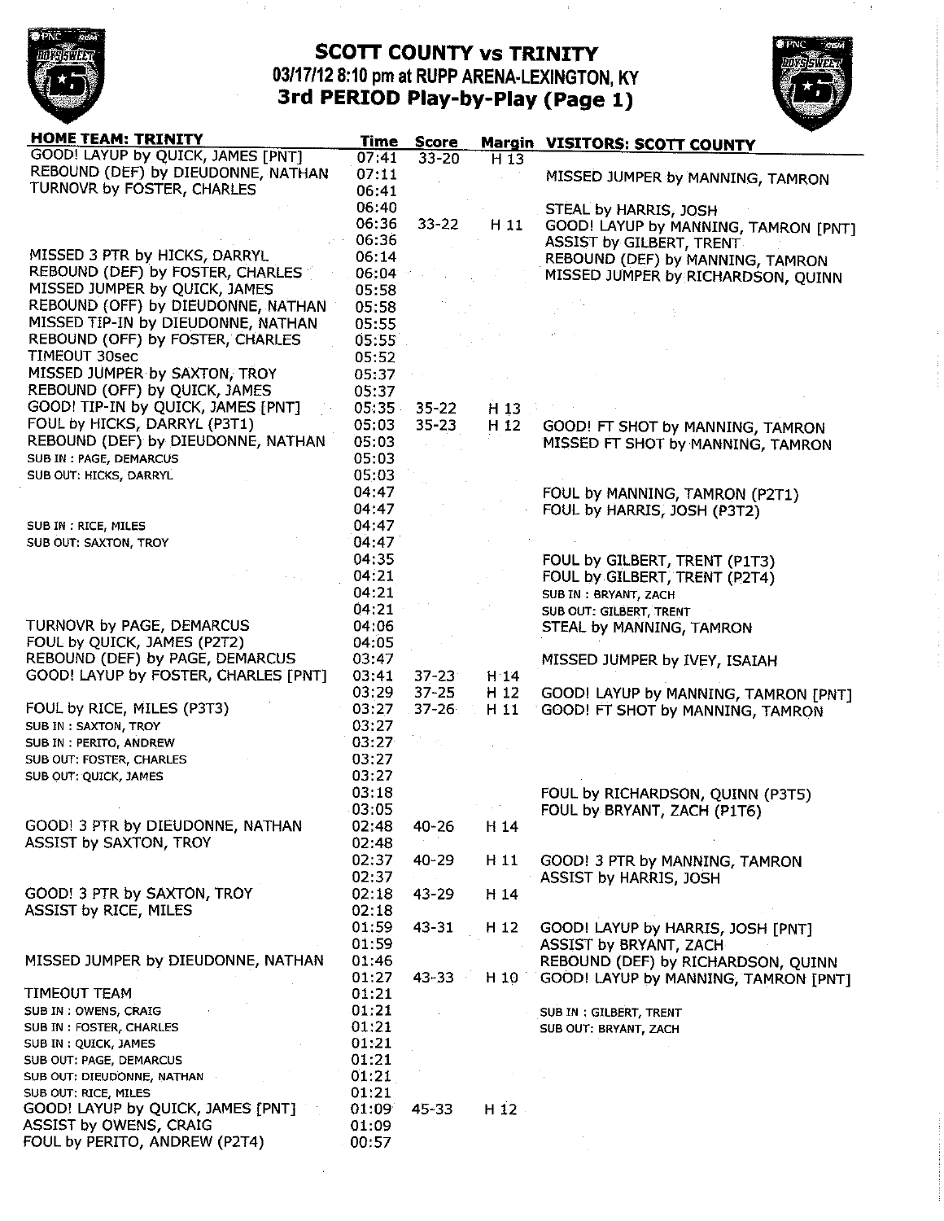# SCOTT COUNTY vs TRINITY

## 03/17/12 8:10 pm at RUPP ARENA-LEXINGTON, KY

## 3rd PERIOD Play-by-Play (Page 1)

| HOME TEAM: TRINITY | Time | Score | Margin | VISITORS: SCOTT COUNTY |
|---|---|---|---|---|
| GOOD! LAYUP by QUICK, JAMES [PNT] | 07:41 | 33-20 | H 13 | |
| REBOUND (DEF) by DIEUDONNE, NATHAN | 07:11 | | | MISSED JUMPER by MANNING, TAMRON |
| TURNOVR by FOSTER, CHARLES | 06:41 | | | |
| | 06:40 | | | STEAL by HARRIS, JOSH |
| | 06:36 | 33-22 | H 11 | GOOD! LAYUP by MANNING, TAMRON [PNT] |
| | 06:36 | | | ASSIST by GILBERT, TRENT |
| MISSED 3 PTR by HICKS, DARRYL | 06:14 | | | REBOUND (DEF) by MANNING, TAMRON |
| REBOUND (DEF) by FOSTER, CHARLES | 06:04 | | | MISSED JUMPER by RICHARDSON, QUINN |
| MISSED JUMPER by QUICK, JAMES | 05:58 | | | |
| REBOUND (OFF) by DIEUDONNE, NATHAN | 05:58 | | | |
| MISSED TIP-IN by DIEUDONNE, NATHAN | 05:55 | | | |
| REBOUND (OFF) by FOSTER, CHARLES | 05:55 | | | |
| TIMEOUT 30sec | 05:52 | | | |
| MISSED JUMPER by SAXTON, TROY | 05:37 | | | |
| REBOUND (OFF) by QUICK, JAMES | 05:37 | | | |
| GOOD! TIP-IN by QUICK, JAMES [PNT] | 05:35 | 35-22 | H 13 | |
| FOUL by HICKS, DARRYL (P3T1) | 05:03 | 35-23 | H 12 | GOOD! FT SHOT by MANNING, TAMRON |
| REBOUND (DEF) by DIEUDONNE, NATHAN | 05:03 | | | MISSED FT SHOT by MANNING, TAMRON |
| SUB IN : PAGE, DEMARCUS | 05:03 | | | |
| SUB OUT: HICKS, DARRYL | 05:03 | | | |
| | 04:47 | | | FOUL by MANNING, TAMRON (P2T1) |
| | 04:47 | | | FOUL by HARRIS, JOSH (P3T2) |
| SUB IN : RICE, MILES | 04:47 | | | |
| SUB OUT: SAXTON, TROY | 04:47 | | | |
| | 04:35 | | | FOUL by GILBERT, TRENT (P1T3) |
| | 04:21 | | | FOUL by GILBERT, TRENT (P2T4) |
| | 04:21 | | | SUB IN : BRYANT, ZACH |
| | 04:21 | | | SUB OUT: GILBERT, TRENT |
| TURNOVR by PAGE, DEMARCUS | 04:06 | | | STEAL by MANNING, TAMRON |
| FOUL by QUICK, JAMES (P2T2) | 04:05 | | | |
| REBOUND (DEF) by PAGE, DEMARCUS | 03:47 | | | MISSED JUMPER by IVEY, ISAIAH |
| GOOD! LAYUP by FOSTER, CHARLES [PNT] | 03:41 | 37-23 | H 14 | |
| | 03:29 | 37-25 | H 12 | GOOD! LAYUP by MANNING, TAMRON [PNT] |
| FOUL by RICE, MILES (P3T3) | 03:27 | 37-26 | H 11 | GOOD! FT SHOT by MANNING, TAMRON |
| SUB IN : SAXTON, TROY | 03:27 | | | |
| SUB IN : PERITO, ANDREW | 03:27 | | | |
| SUB OUT: FOSTER, CHARLES | 03:27 | | | |
| SUB OUT: QUICK, JAMES | 03:27 | | | |
| | 03:18 | | | FOUL by RICHARDSON, QUINN (P3T5) |
| | 03:05 | | | FOUL by BRYANT, ZACH (P1T6) |
| GOOD! 3 PTR by DIEUDONNE, NATHAN | 02:48 | 40-26 | H 14 | |
| ASSIST by SAXTON, TROY | 02:48 | | | |
| | 02:37 | 40-29 | H 11 | GOOD! 3 PTR by MANNING, TAMRON |
| | 02:37 | | | ASSIST by HARRIS, JOSH |
| GOOD! 3 PTR by SAXTON, TROY | 02:18 | 43-29 | H 14 | |
| ASSIST by RICE, MILES | 02:18 | | | |
| | 01:59 | 43-31 | H 12 | GOOD! LAYUP by HARRIS, JOSH [PNT] |
| | 01:59 | | | ASSIST by BRYANT, ZACH |
| MISSED JUMPER by DIEUDONNE, NATHAN | 01:46 | | | REBOUND (DEF) by RICHARDSON, QUINN |
| | 01:27 | 43-33 | H 10 | GOOD! LAYUP by MANNING, TAMRON [PNT] |
| TIMEOUT TEAM | 01:21 | | | |
| SUB IN : OWENS, CRAIG | 01:21 | | | SUB IN : GILBERT, TRENT |
| SUB IN : FOSTER, CHARLES | 01:21 | | | SUB OUT: BRYANT, ZACH |
| SUB IN : QUICK, JAMES | 01:21 | | | |
| SUB OUT: PAGE, DEMARCUS | 01:21 | | | |
| SUB OUT: DIEUDONNE, NATHAN | 01:21 | | | |
| SUB OUT: RICE, MILES | 01:21 | | | |
| GOOD! LAYUP by QUICK, JAMES [PNT] | 01:09 | 45-33 | H 12 | |
| ASSIST by OWENS, CRAIG | 01:09 | | | |
| FOUL by PERITO, ANDREW (P2T4) | 00:57 | | | |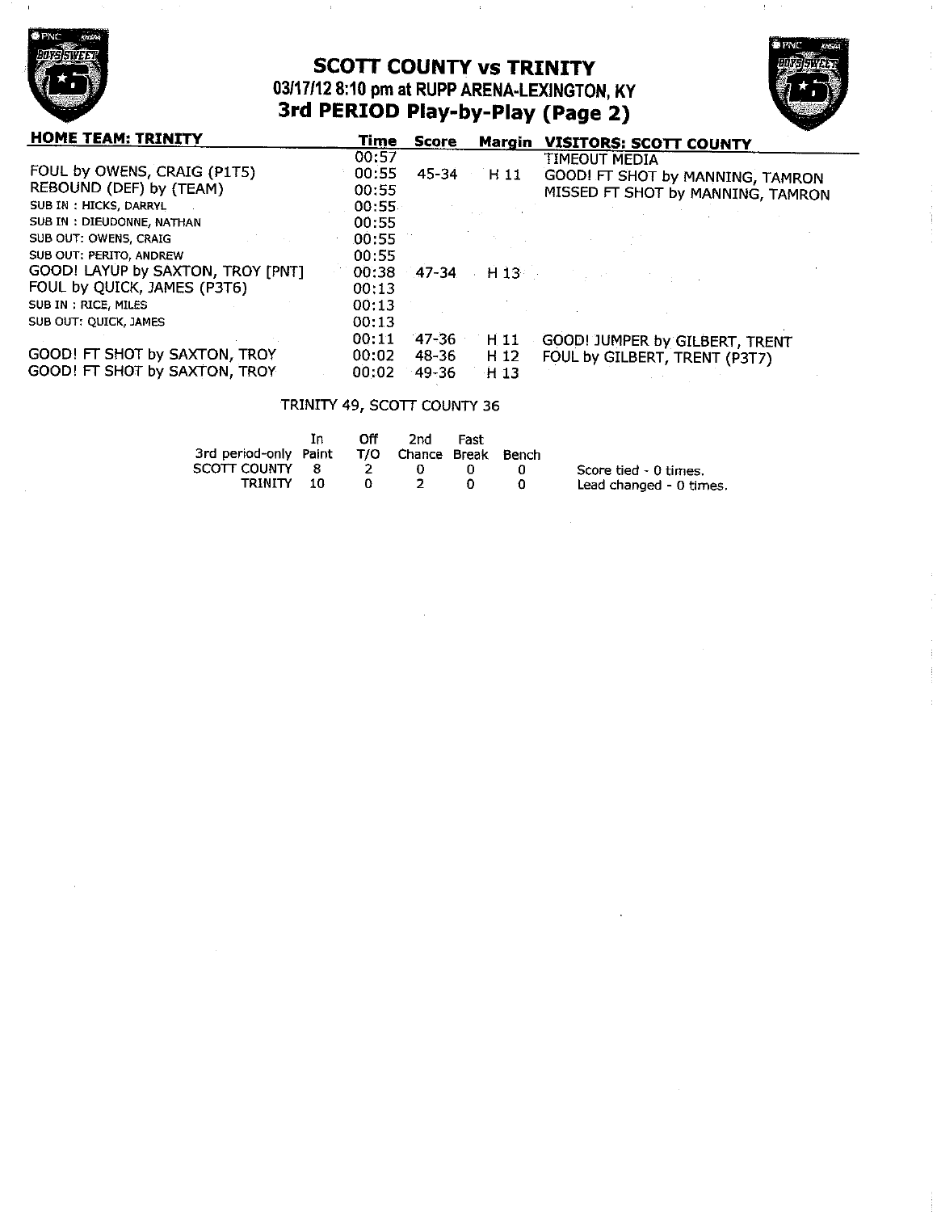# SCOTT COUNTY vs TRINITY

**03/17/12 8:10 pm at RUPP ARENA-LEXINGTON, KY**

## 3rd PERIOD Play-by-Play (Page 2)

| HOME TEAM: TRINITY | Time | Score | Margin | VISITORS: SCOTT COUNTY |
|---|---|---|---|---|
| | 00:57 | | | TIMEOUT MEDIA |
| FOUL by OWENS, CRAIG (P1T5) | 00:55 | 45-34 | H 11 | GOOD! FT SHOT by MANNING, TAMRON |
| REBOUND (DEF) by (TEAM) | 00:55 | | | MISSED FT SHOT by MANNING, TAMRON |
| SUB IN : HICKS, DARRYL | 00:55 | | | |
| SUB IN : DIEUDONNE, NATHAN | 00:55 | | | |
| SUB OUT: OWENS, CRAIG | 00:55 | | | |
| SUB OUT: PERITO, ANDREW | 00:55 | | | |
| GOOD! LAYUP by SAXTON, TROY [PNT] | 00:38 | 47-34 | H 13 | |
| FOUL by QUICK, JAMES (P3T6) | 00:13 | | | |
| SUB IN : RICE, MILES | 00:13 | | | |
| SUB OUT: QUICK, JAMES | 00:13 | | | |
| | 00:11 | 47-36 | H 11 | GOOD! JUMPER by GILBERT, TRENT |
| GOOD! FT SHOT by SAXTON, TROY | 00:02 | 48-36 | H 12 | FOUL by GILBERT, TRENT (P3T7) |
| GOOD! FT SHOT by SAXTON, TROY | 00:02 | 49-36 | H 13 | |

TRINITY 49, SCOTT COUNTY 36

| 3rd period-only | In Paint | Off T/O | 2nd Chance | Fast Break | Bench |
|---|---|---|---|---|---|
| SCOTT COUNTY | 8 | 2 | 0 | 0 | 0 |
| TRINITY | 10 | 0 | 2 | 0 | 0 |

Score tied - 0 times.
Lead changed - 0 times.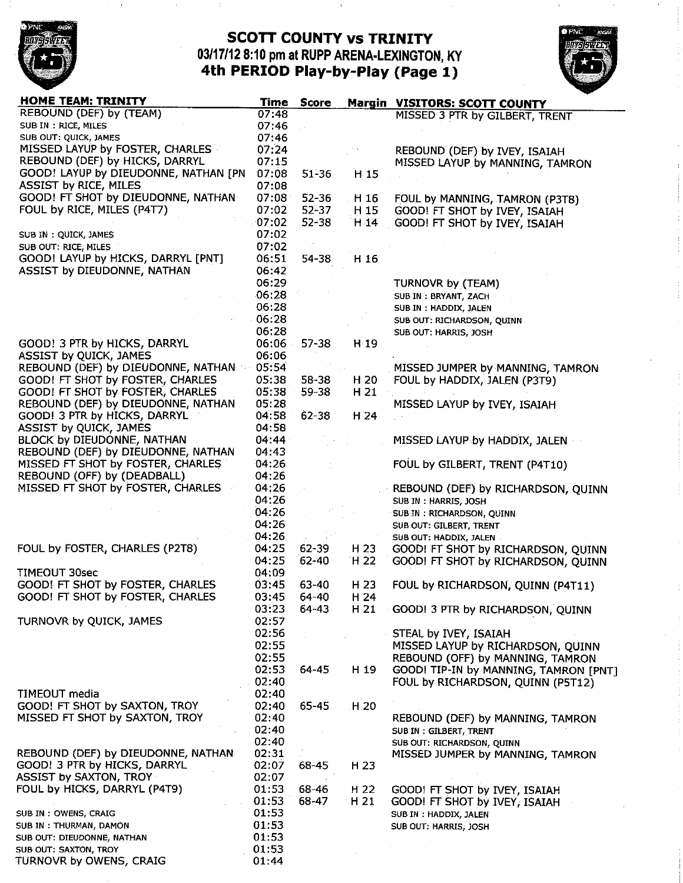# SCOTT COUNTY vs TRINITY

## 03/17/12 8:10 pm at RUPP ARENA-LEXINGTON, KY

## 4th PERIOD Play-by-Play (Page 1)

| HOME TEAM: TRINITY | Time | Score | Margin | VISITORS: SCOTT COUNTY |
|---|---|---|---|---|
| REBOUND (DEF) by (TEAM) | 07:48 | | | MISSED 3 PTR by GILBERT, TRENT |
| SUB IN : RICE, MILES | 07:46 | | | |
| SUB OUT: QUICK, JAMES | 07:46 | | | |
| MISSED LAYUP by FOSTER, CHARLES | 07:24 | | | REBOUND (DEF) by IVEY, ISAIAH |
| REBOUND (DEF) by HICKS, DARRYL | 07:15 | | | MISSED LAYUP by MANNING, TAMRON |
| GOOD! LAYUP by DIEUDONNE, NATHAN [PN | 07:08 | 51-36 | H 15 | |
| ASSIST by RICE, MILES | 07:08 | | | |
| GOOD! FT SHOT by DIEUDONNE, NATHAN | 07:08 | 52-36 | H 16 | FOUL by MANNING, TAMRON (P3T8) |
| FOUL by RICE, MILES (P4T7) | 07:02 | 52-37 | H 15 | GOOD! FT SHOT by IVEY, ISAIAH |
| | 07:02 | 52-38 | H 14 | GOOD! FT SHOT by IVEY, ISAIAH |
| SUB IN : QUICK, JAMES | 07:02 | | | |
| SUB OUT: RICE, MILES | 07:02 | | | |
| GOOD! LAYUP by HICKS, DARRYL [PNT] | 06:51 | 54-38 | H 16 | |
| ASSIST by DIEUDONNE, NATHAN | 06:42 | | | |
| | 06:29 | | | TURNOVR by (TEAM) |
| | 06:28 | | | SUB IN : BRYANT, ZACH |
| | 06:28 | | | SUB IN : HADDIX, JALEN |
| | 06:28 | | | SUB OUT: RICHARDSON, QUINN |
| | 06:28 | | | SUB OUT: HARRIS, JOSH |
| GOOD! 3 PTR by HICKS, DARRYL | 06:06 | 57-38 | H 19 | |
| ASSIST by QUICK, JAMES | 06:06 | | | |
| REBOUND (DEF) by DIEUDONNE, NATHAN | 05:54 | | | MISSED JUMPER by MANNING, TAMRON |
| GOOD! FT SHOT by FOSTER, CHARLES | 05:38 | 58-38 | H 20 | FOUL by HADDIX, JALEN (P3T9) |
| GOOD! FT SHOT by FOSTER, CHARLES | 05:38 | 59-38 | H 21 | |
| REBOUND (DEF) by DIEUDONNE, NATHAN | 05:28 | | | MISSED LAYUP by IVEY, ISAIAH |
| GOOD! 3 PTR by HICKS, DARRYL | 04:58 | 62-38 | H 24 | |
| ASSIST by QUICK, JAMES | 04:58 | | | |
| BLOCK by DIEUDONNE, NATHAN | 04:44 | | | MISSED LAYUP by HADDIX, JALEN |
| REBOUND (DEF) by DIEUDONNE, NATHAN | 04:43 | | | |
| MISSED FT SHOT by FOSTER, CHARLES | 04:26 | | | FOUL by GILBERT, TRENT (P4T10) |
| REBOUND (OFF) by (DEADBALL) | 04:26 | | | |
| MISSED FT SHOT by FOSTER, CHARLES | 04:26 | | | REBOUND (DEF) by RICHARDSON, QUINN |
| | 04:26 | | | SUB IN : HARRIS, JOSH |
| | 04:26 | | | SUB IN : RICHARDSON, QUINN |
| | 04:26 | | | SUB OUT: GILBERT, TRENT |
| | 04:26 | | | SUB OUT: HADDIX, JALEN |
| FOUL by FOSTER, CHARLES (P2T8) | 04:25 | 62-39 | H 23 | GOOD! FT SHOT by RICHARDSON, QUINN |
| | 04:25 | 62-40 | H 22 | GOOD! FT SHOT by RICHARDSON, QUINN |
| TIMEOUT 30sec | 04:09 | | | |
| GOOD! FT SHOT by FOSTER, CHARLES | 03:45 | 63-40 | H 23 | FOUL by RICHARDSON, QUINN (P4T11) |
| GOOD! FT SHOT by FOSTER, CHARLES | 03:45 | 64-40 | H 24 | |
| | 03:23 | 64-43 | H 21 | GOOD! 3 PTR by RICHARDSON, QUINN |
| TURNOVR by QUICK, JAMES | 02:57 | | | |
| | 02:56 | | | STEAL by IVEY, ISAIAH |
| | 02:55 | | | MISSED LAYUP by RICHARDSON, QUINN |
| | 02:55 | | | REBOUND (OFF) by MANNING, TAMRON |
| | 02:53 | 64-45 | H 19 | GOOD! TIP-IN by MANNING, TAMRON [PNT] |
| | 02:40 | | | FOUL by RICHARDSON, QUINN (P5T12) |
| TIMEOUT media | 02:40 | | | |
| GOOD! FT SHOT by SAXTON, TROY | 02:40 | 65-45 | H 20 | |
| MISSED FT SHOT by SAXTON, TROY | 02:40 | | | REBOUND (DEF) by MANNING, TAMRON |
| | 02:40 | | | SUB IN : GILBERT, TRENT |
| | 02:40 | | | SUB OUT: RICHARDSON, QUINN |
| REBOUND (DEF) by DIEUDONNE, NATHAN | 02:31 | | | MISSED JUMPER by MANNING, TAMRON |
| GOOD! 3 PTR by HICKS, DARRYL | 02:07 | 68-45 | H 23 | |
| ASSIST by SAXTON, TROY | 02:07 | | | |
| FOUL by HICKS, DARRYL (P4T9) | 01:53 | 68-46 | H 22 | GOOD! FT SHOT by IVEY, ISAIAH |
| | 01:53 | 68-47 | H 21 | GOOD! FT SHOT by IVEY, ISAIAH |
| SUB IN : OWENS, CRAIG | 01:53 | | | SUB IN : HADDIX, JALEN |
| SUB IN : THURMAN, DAMON | 01:53 | | | SUB OUT: HARRIS, JOSH |
| SUB OUT: DIEUDONNE, NATHAN | 01:53 | | | |
| SUB OUT: SAXTON, TROY | 01:53 | | | |
| TURNOVR by OWENS, CRAIG | 01:44 | | | |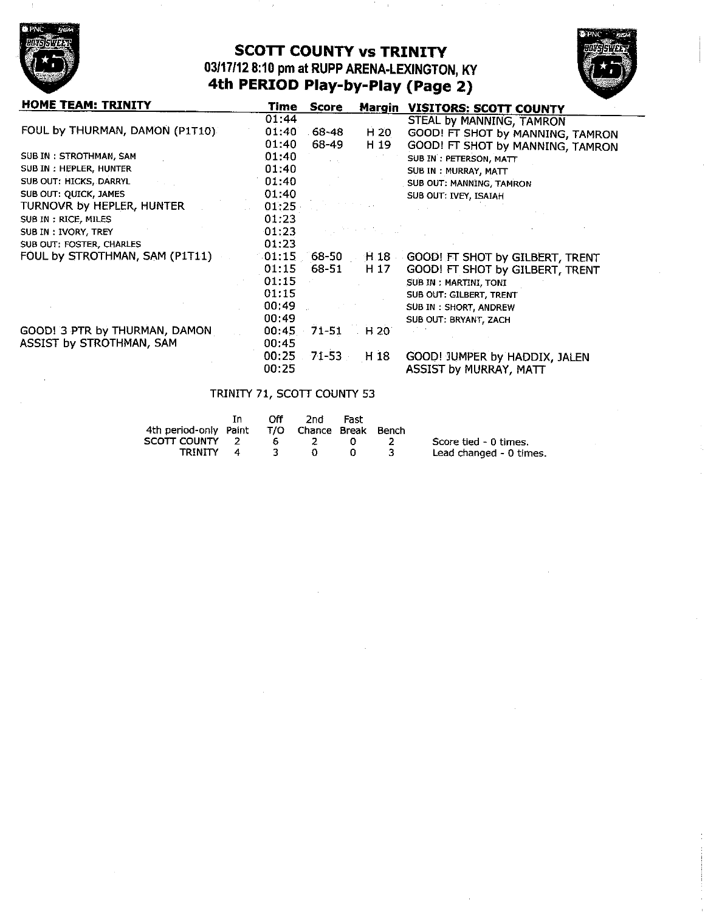# SCOTT COUNTY vs TRINITY
## 03/17/12 8:10 pm at RUPP ARENA-LEXINGTON, KY
## 4th PERIOD Play-by-Play (Page 2)

| HOME TEAM: TRINITY | Time | Score | Margin | VISITORS: SCOTT COUNTY |
|---|---|---|---|---|
| | 01:44 | | | STEAL by MANNING, TAMRON |
| FOUL by THURMAN, DAMON (P1T10) | 01:40 | 68-48 | H 20 | GOOD! FT SHOT by MANNING, TAMRON |
| | 01:40 | 68-49 | H 19 | GOOD! FT SHOT by MANNING, TAMRON |
| SUB IN : STROTHMAN, SAM | 01:40 | | | SUB IN : PETERSON, MATT |
| SUB IN : HEPLER, HUNTER | 01:40 | | | SUB IN : MURRAY, MATT |
| SUB OUT: HICKS, DARRYL | 01:40 | | | SUB OUT: MANNING, TAMRON |
| SUB OUT: QUICK, JAMES | 01:40 | | | SUB OUT: IVEY, ISAIAH |
| TURNOVR by HEPLER, HUNTER | 01:25 | | | |
| SUB IN : RICE, MILES | 01:23 | | | |
| SUB IN : IVORY, TREY | 01:23 | | | |
| SUB OUT: FOSTER, CHARLES | 01:23 | | | |
| FOUL by STROTHMAN, SAM (P1T11) | 01:15 | 68-50 | H 18 | GOOD! FT SHOT by GILBERT, TRENT |
| | 01:15 | 68-51 | H 17 | GOOD! FT SHOT by GILBERT, TRENT |
| | 01:15 | | | SUB IN : MARTINI, TONI |
| | 01:15 | | | SUB OUT: GILBERT, TRENT |
| | 00:49 | | | SUB IN : SHORT, ANDREW |
| | 00:49 | | | SUB OUT: BRYANT, ZACH |
| GOOD! 3 PTR by THURMAN, DAMON | 00:45 | 71-51 | H 20 | |
| ASSIST by STROTHMAN, SAM | 00:45 | | | |
| | 00:25 | 71-53 | H 18 | GOOD! JUMPER by HADDIX, JALEN |
| | 00:25 | | | ASSIST by MURRAY, MATT |

TRINITY 71, SCOTT COUNTY 53

| 4th period-only | In Paint | Off T/O | 2nd Chance | Fast Break | Bench |
|---|---|---|---|---|---|
| SCOTT COUNTY | 2 | 6 | 2 | 0 | 2 |
| TRINITY | 4 | 3 | 0 | 0 | 3 |

Score tied - 0 times.
Lead changed - 0 times.